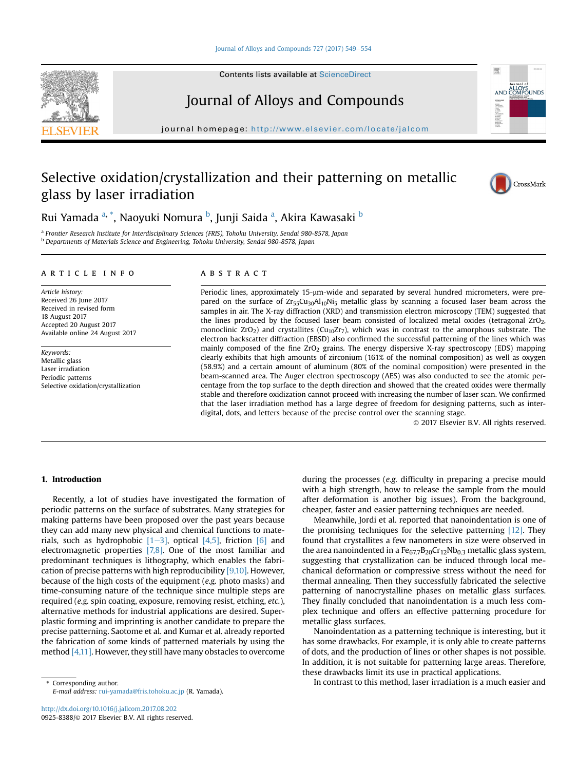# Selective oxidation/crystallization and their patterning on metallic glass by laser irradiation

Rui Yamada [a, *], Naoyuki Nomura [b], Junji Saida [a], Akira Kawasaki [b]

[a] Frontier Research Institute for Interdisciplinary Sciences (FRIS), Tohoku University, Sendai 980-8578, Japan
[b] Departments of Materials Science and Engineering, Tohoku University, Sendai 980-8578, Japan

**ARTICLE INFO**

*Article history:*
Received 26 June 2017
Received in revised form
18 August 2017
Accepted 20 August 2017
Available online 24 August 2017

*Keywords:*
Metallic glass
Laser irradiation
Periodic patterns
Selective oxidation/crystallization

**ABSTRACT**

Periodic lines, approximately 15-μm-wide and separated by several hundred micrometers, were prepared on the surface of $Zr_{55}Cu_{30}Al_{10}Ni_5$ metallic glass by scanning a focused laser beam across the samples in air. The X-ray diffraction (XRD) and transmission electron microscopy (TEM) suggested that the lines produced by the focused laser beam consisted of localized metal oxides (tetragonal $ZrO_2$, monoclinic $ZrO_2$) and crystallites ($Cu_{10}Zr_7$), which was in contrast to the amorphous substrate. The electron backscatter diffraction (EBSD) also confirmed the successful patterning of the lines which was mainly composed of the fine $ZrO_2$ grains. The energy dispersive X-ray spectroscopy (EDS) mapping clearly exhibits that high amounts of zirconium (161% of the nominal composition) as well as oxygen (58.9%) and a certain amount of aluminum (80% of the nominal composition) were presented in the beam-scanned area. The Auger electron spectroscopy (AES) was also conducted to see the atomic percentage from the top surface to the depth direction and showed that the created oxides were thermally stable and therefore oxidization cannot proceed with increasing the number of laser scan. We confirmed that the laser irradiation method has a large degree of freedom for designing patterns, such as interdigital, dots, and letters because of the precise control over the scanning stage.

© 2017 Elsevier B.V. All rights reserved.

## 1. Introduction

Recently, a lot of studies have investigated the formation of periodic patterns on the surface of substrates. Many strategies for making patterns have been proposed over the past years because they can add many new physical and chemical functions to materials, such as hydrophobic [1–3], optical [4,5], friction [6] and electromagnetic properties [7,8]. One of the most familiar and predominant techniques is lithography, which enables the fabrication of precise patterns with high reproducibility [9,10]. However, because of the high costs of the equipment (*e.g.* photo masks) and time-consuming nature of the technique since multiple steps are required (*e.g.* spin coating, exposure, removing resist, etching, *etc.*), alternative methods for industrial applications are desired. Superplastic forming and imprinting is another candidate to prepare the precise patterning. Saotome et al. and Kumar et al. already reported the fabrication of some kinds of patterned materials by using the method [4,11]. However, they still have many obstacles to overcome during the processes (*e.g.* difficulty in preparing a precise mould with a high strength, how to release the sample from the mould after deformation is another big issues). From the background, cheaper, faster and easier patterning techniques are needed.

Meanwhile, Jordi et al. reported that nanoindentation is one of the promising techniques for the selective patterning [12]. They found that crystallites a few nanometers in size were observed in the area nanoindented in a $Fe_{67.7}B_{20}Cr_{12}Nb_{0.3}$ metallic glass system, suggesting that crystallization can be induced through local mechanical deformation or compressive stress without the need for thermal annealing. Then they successfully fabricated the selective patterning of nanocrystalline phases on metallic glass surfaces. They finally concluded that nanoindentation is a much less complex technique and offers an effective patterning procedure for metallic glass surfaces.

Nanoindentation as a patterning technique is interesting, but it has some drawbacks. For example, it is only able to create patterns of dots, and the production of lines or other shapes is not possible. In addition, it is not suitable for patterning large areas. Therefore, these drawbacks limit its use in practical applications.

In contrast to this method, laser irradiation is a much easier and

\* Corresponding author.
*E-mail address:* rui-yamada@fris.tohoku.ac.jp (R. Yamada).

http://dx.doi.org/10.1016/j.jallcom.2017.08.202
0925-8388/© 2017 Elsevier B.V. All rights reserved.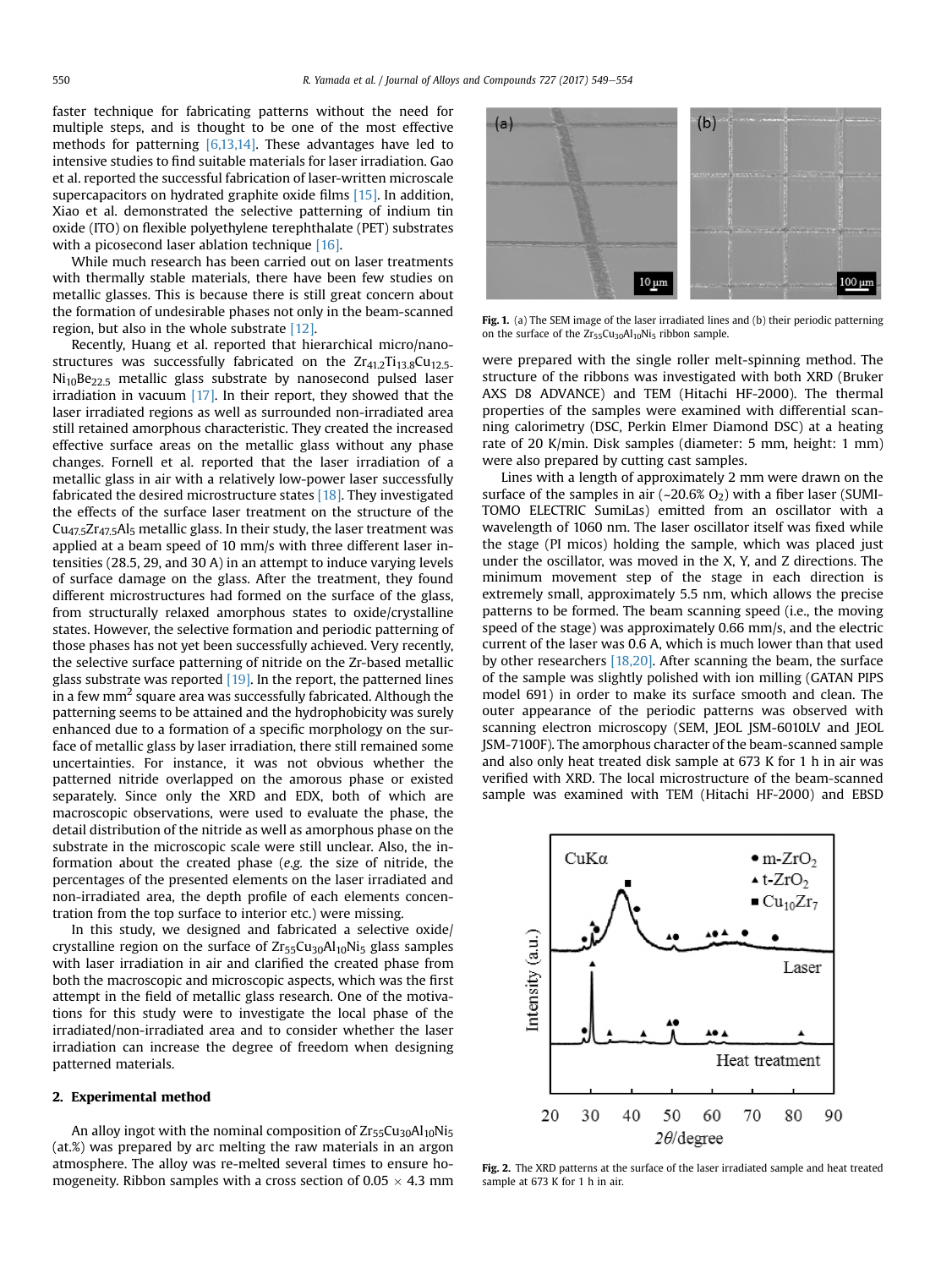faster technique for fabricating patterns without the need for multiple steps, and is thought to be one of the most effective methods for patterning [6,13,14]. These advantages have led to intensive studies to find suitable materials for laser irradiation. Gao et al. reported the successful fabrication of laser-written microscale supercapacitors on hydrated graphite oxide films [15]. In addition, Xiao et al. demonstrated the selective patterning of indium tin oxide (ITO) on flexible polyethylene terephthalate (PET) substrates with a picosecond laser ablation technique [16].

While much research has been carried out on laser treatments with thermally stable materials, there have been few studies on metallic glasses. This is because there is still great concern about the formation of undesirable phases not only in the beam-scanned region, but also in the whole substrate [12].

Recently, Huang et al. reported that hierarchical micro/nano-structures was successfully fabricated on the $Zr_{41.2}Ti_{13.8}Cu_{12.5}Ni_{10}Be_{22.5}$ metallic glass substrate by nanosecond pulsed laser irradiation in vacuum [17]. In their report, they showed that the laser irradiated regions as well as surrounded non-irradiated area still retained amorphous characteristic. They created the increased effective surface areas on the metallic glass without any phase changes. Fornell et al. reported that the laser irradiation of a metallic glass in air with a relatively low-power laser successfully fabricated the desired microstructure states [18]. They investigated the effects of the surface laser treatment on the structure of the $Cu_{47.5}Zr_{47.5}Al_5$ metallic glass. In their study, the laser treatment was applied at a beam speed of 10 mm/s with three different laser intensities (28.5, 29, and 30 A) in an attempt to induce varying levels of surface damage on the glass. After the treatment, they found different microstructures had formed on the surface of the glass, from structurally relaxed amorphous states to oxide/crystalline states. However, the selective formation and periodic patterning of those phases has not yet been successfully achieved. Very recently, the selective surface patterning of nitride on the Zr-based metallic glass substrate was reported [19]. In the report, the patterned lines in a few mm$^2$ square area was successfully fabricated. Although the patterning seems to be attained and the hydrophobicity was surely enhanced due to a formation of a specific morphology on the surface of metallic glass by laser irradiation, there still remained some uncertainties. For instance, it was not obvious whether the patterned nitride overlapped on the amorous phase or existed separately. Since only the XRD and EDX, both of which are macroscopic observations, were used to evaluate the phase, the detail distribution of the nitride as well as amorphous phase on the substrate in the microscopic scale were still unclear. Also, the information about the created phase (*e.g.* the size of nitride, the percentages of the presented elements on the laser irradiated and non-irradiated area, the depth profile of each elements concentration from the top surface to interior etc.) were missing.

In this study, we designed and fabricated a selective oxide/crystalline region on the surface of $Zr_{55}Cu_{30}Al_{10}Ni_5$ glass samples with laser irradiation in air and clarified the created phase from both the macroscopic and microscopic aspects, which was the first attempt in the field of metallic glass research. One of the motivations for this study were to investigate the local phase of the irradiated/non-irradiated area and to consider whether the laser irradiation can increase the degree of freedom when designing patterned materials.

## 2. Experimental method

An alloy ingot with the nominal composition of $Zr_{55}Cu_{30}Al_{10}Ni_5$ (at.%) was prepared by arc melting the raw materials in an argon atmosphere. The alloy was re-melted several times to ensure homogeneity. Ribbon samples with a cross section of 0.05 × 4.3 mm were prepared with the single roller melt-spinning method. The structure of the ribbons was investigated with both XRD (Bruker AXS D8 ADVANCE) and TEM (Hitachi HF-2000). The thermal properties of the samples were examined with differential scanning calorimetry (DSC, Perkin Elmer Diamond DSC) at a heating rate of 20 K/min. Disk samples (diameter: 5 mm, height: 1 mm) were also prepared by cutting cast samples.

Lines with a length of approximately 2 mm were drawn on the surface of the samples in air (~20.6% $O_2$) with a fiber laser (SUMITOMO ELECTRIC SumiLas) emitted from an oscillator with a wavelength of 1060 nm. The laser oscillator itself was fixed while the stage (PI micos) holding the sample, which was placed just under the oscillator, was moved in the X, Y, and Z directions. The minimum movement step of the stage in each direction is extremely small, approximately 5.5 nm, which allows the precise patterns to be formed. The beam scanning speed (i.e., the moving speed of the stage) was approximately 0.66 mm/s, and the electric current of the laser was 0.6 A, which is much lower than that used by other researchers [18,20]. After scanning the beam, the surface of the sample was slightly polished with ion milling (GATAN PIPS model 691) in order to make its surface smooth and clean. The outer appearance of the periodic patterns was observed with scanning electron microscopy (SEM, JEOL JSM-6010LV and JEOL JSM-7100F). The amorphous character of the beam-scanned sample and also only heat treated disk sample at 673 K for 1 h in air was verified with XRD. The local microstructure of the beam-scanned sample was examined with TEM (Hitachi HF-2000) and EBSD

**Fig. 1.** (a) The SEM image of the laser irradiated lines and (b) their periodic patterning on the surface of the $Zr_{55}Cu_{30}Al_{10}Ni_5$ ribbon sample.

**Fig. 2.** The XRD patterns at the surface of the laser irradiated sample and heat treated sample at 673 K for 1 h in air.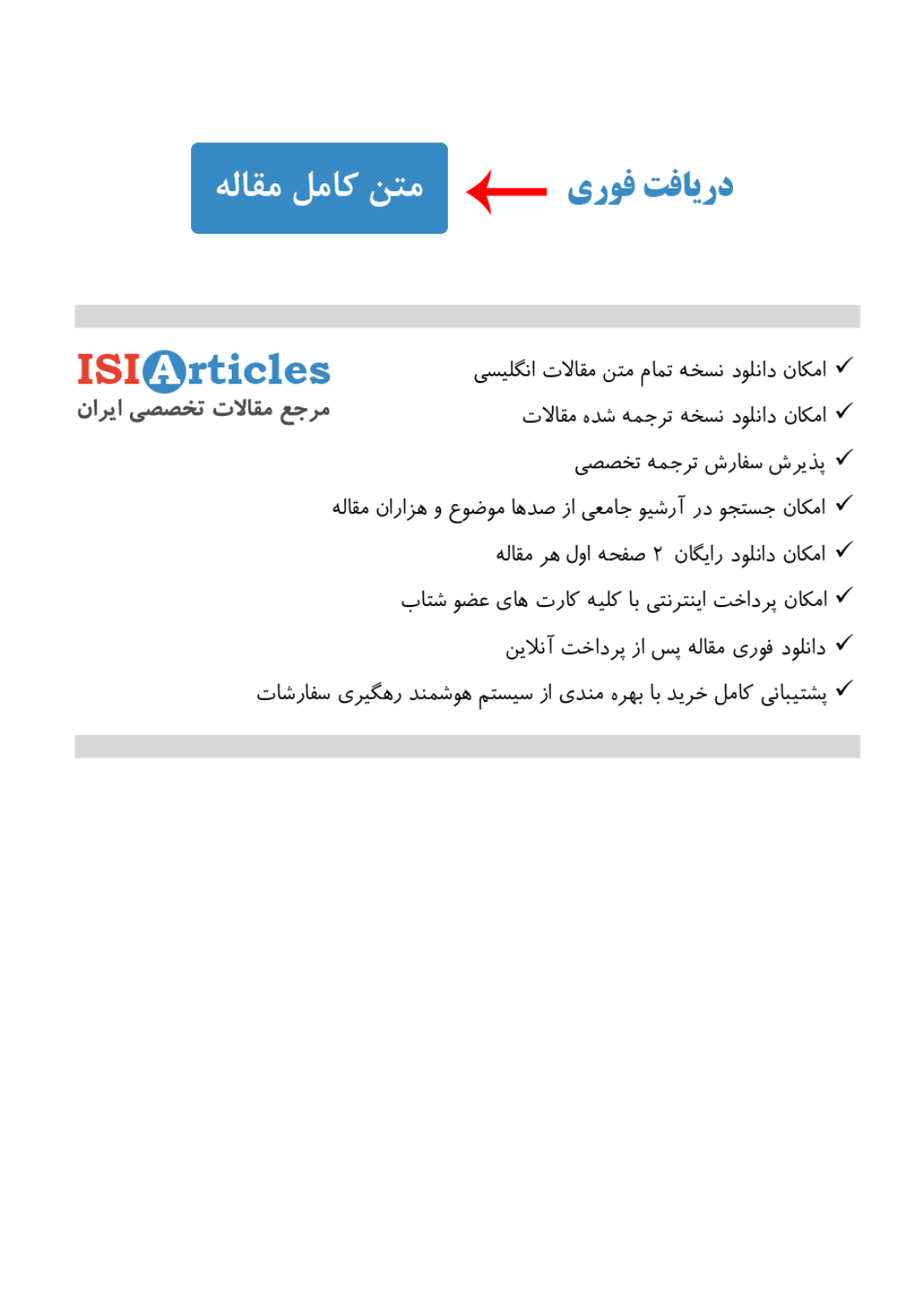دریافت فوری ← متن کامل مقاله

**ISIArticles**
مرجع مقالات تخصصی ایران

- ✓ امکان دانلود نسخه تمام متن مقالات انگلیسی
- ✓ امکان دانلود نسخه ترجمه شده مقالات
- ✓ پذیرش سفارش ترجمه تخصصی
- ✓ امکان جستجو در آرشیو جامعی از صدها موضوع و هزاران مقاله
- ✓ امکان دانلود رایگان ۲ صفحه اول هر مقاله
- ✓ امکان پرداخت اینترنتی با کلیه کارت های عضو شتاب
- ✓ دانلود فوری مقاله پس از پرداخت آنلاین
- ✓ پشتیبانی کامل خرید با بهره مندی از سیستم هوشمند رهگیری سفارشات